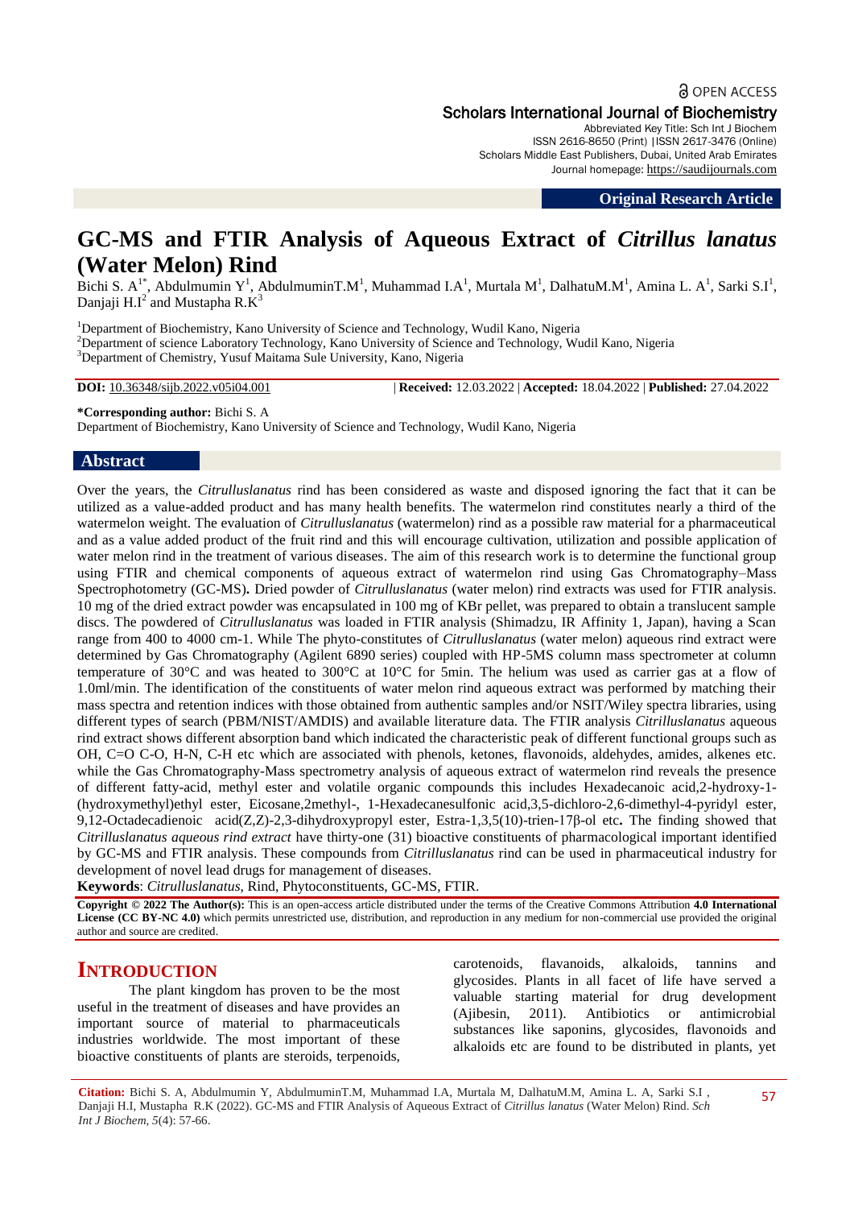# GC-MS and FTIR Analysis of Aqueous Extract of *Citrillus lanatus* (Water Melon) Rind

Bichi S. A[1*], Abdulmumin Y[1], AbdulmuminT.M[1], Muhammad I.A[1], Murtala M[1], DalhatuM.M[1], Amina L. A[1], Sarki S.I[1], Danjaji H.I[2] and Mustapha R.K[3]

[1]Department of Biochemistry, Kano University of Science and Technology, Wudil Kano, Nigeria
[2]Department of science Laboratory Technology, Kano University of Science and Technology, Wudil Kano, Nigeria
[3]Department of Chemistry, Yusuf Maitama Sule University, Kano, Nigeria

**DOI:** 10.36348/sijb.2022.v05i04.001 | **Received:** 12.03.2022 | **Accepted:** 18.04.2022 | **Published:** 27.04.2022

**\*Corresponding author:** Bichi S. A
Department of Biochemistry, Kano University of Science and Technology, Wudil Kano, Nigeria

## Abstract

Over the years, the *Citrulluslanatus* rind has been considered as waste and disposed ignoring the fact that it can be utilized as a value-added product and has many health benefits. The watermelon rind constitutes nearly a third of the watermelon weight. The evaluation of *Citrulluslanatus* (watermelon) rind as a possible raw material for a pharmaceutical and as a value added product of the fruit rind and this will encourage cultivation, utilization and possible application of water melon rind in the treatment of various diseases. The aim of this research work is to determine the functional group using FTIR and chemical components of aqueous extract of watermelon rind using Gas Chromatography–Mass Spectrophotometry (GC-MS)**.** Dried powder of *Citrulluslanatus* (water melon) rind extracts was used for FTIR analysis. 10 mg of the dried extract powder was encapsulated in 100 mg of KBr pellet, was prepared to obtain a translucent sample discs. The powdered of *Citrulluslanatus* was loaded in FTIR analysis (Shimadzu, IR Affinity 1, Japan), having a Scan range from 400 to 4000 cm-1. While The phyto-constitutes of *Citrulluslanatus* (water melon) aqueous rind extract were determined by Gas Chromatography (Agilent 6890 series) coupled with HP-5MS column mass spectrometer at column temperature of 30°C and was heated to 300°C at 10°C for 5min. The helium was used as carrier gas at a flow of 1.0ml/min. The identification of the constituents of water melon rind aqueous extract was performed by matching their mass spectra and retention indices with those obtained from authentic samples and/or NSIT/Wiley spectra libraries, using different types of search (PBM/NIST/AMDIS) and available literature data. The FTIR analysis *Citrilluslanatus* aqueous rind extract shows different absorption band which indicated the characteristic peak of different functional groups such as OH, C=O C-O, H-N, C-H etc which are associated with phenols, ketones, flavonoids, aldehydes, amides, alkenes etc. while the Gas Chromatography-Mass spectrometry analysis of aqueous extract of watermelon rind reveals the presence of different fatty-acid, methyl ester and volatile organic compounds this includes Hexadecanoic acid,2-hydroxy-1-(hydroxymethyl)ethyl ester, Eicosane,2methyl-, 1-Hexadecanesulfonic acid,3,5-dichloro-2,6-dimethyl-4-pyridyl ester, 9,12-Octadecadienoic acid(Z,Z)-2,3-dihydroxypropyl ester, Estra-1,3,5(10)-trien-17β-ol etc**.** The finding showed that *Citrilluslanatus aqueous rind extract* have thirty-one (31) bioactive constituents of pharmacological important identified by GC-MS and FTIR analysis. These compounds from *Citrilluslanatus* rind can be used in pharmaceutical industry for development of novel lead drugs for management of diseases.

**Keywords**: *Citrulluslanatus*, Rind, Phytoconstituents, GC-MS, FTIR.

**Copyright © 2022 The Author(s):** This is an open-access article distributed under the terms of the Creative Commons Attribution **4.0 International License (CC BY-NC 4.0)** which permits unrestricted use, distribution, and reproduction in any medium for non-commercial use provided the original author and source are credited.

## INTRODUCTION

The plant kingdom has proven to be the most useful in the treatment of diseases and have provides an important source of material to pharmaceuticals industries worldwide. The most important of these bioactive constituents of plants are steroids, terpenoids, carotenoids, flavanoids, alkaloids, tannins and glycosides. Plants in all facet of life have served a valuable starting material for drug development (Ajibesin, 2011). Antibiotics or antimicrobial substances like saponins, glycosides, flavonoids and alkaloids etc are found to be distributed in plants, yet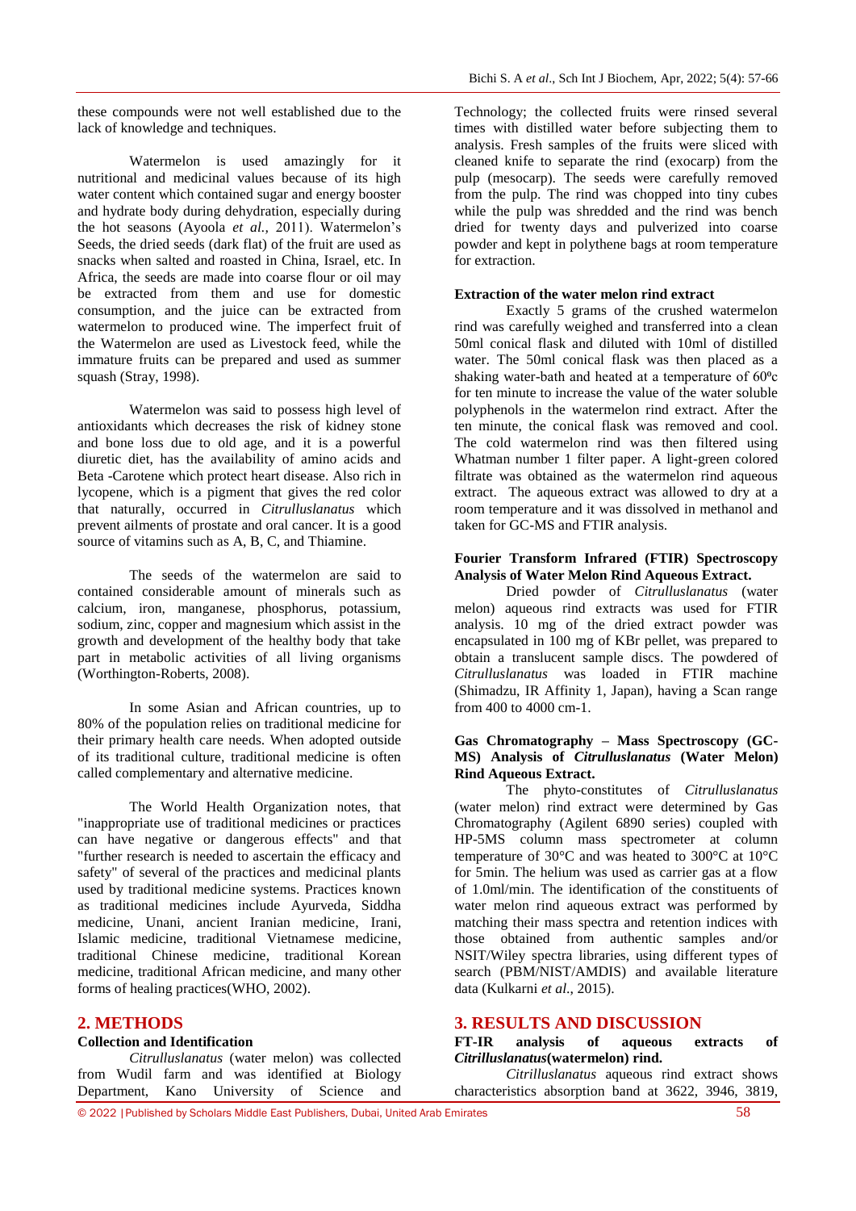these compounds were not well established due to the lack of knowledge and techniques.

Watermelon is used amazingly for it nutritional and medicinal values because of its high water content which contained sugar and energy booster and hydrate body during dehydration, especially during the hot seasons (Ayoola *et al.,* 2011). Watermelon's Seeds, the dried seeds (dark flat) of the fruit are used as snacks when salted and roasted in China, Israel, etc. In Africa, the seeds are made into coarse flour or oil may be extracted from them and use for domestic consumption, and the juice can be extracted from watermelon to produced wine. The imperfect fruit of the Watermelon are used as Livestock feed, while the immature fruits can be prepared and used as summer squash (Stray, 1998).

Watermelon was said to possess high level of antioxidants which decreases the risk of kidney stone and bone loss due to old age, and it is a powerful diuretic diet, has the availability of amino acids and Beta -Carotene which protect heart disease. Also rich in lycopene, which is a pigment that gives the red color that naturally, occurred in *Citrulluslanatus* which prevent ailments of prostate and oral cancer. It is a good source of vitamins such as A, B, C, and Thiamine.

The seeds of the watermelon are said to contained considerable amount of minerals such as calcium, iron, manganese, phosphorus, potassium, sodium, zinc, copper and magnesium which assist in the growth and development of the healthy body that take part in metabolic activities of all living organisms (Worthington-Roberts, 2008).

In some Asian and African countries, up to 80% of the population relies on traditional medicine for their primary health care needs. When adopted outside of its traditional culture, traditional medicine is often called complementary and alternative medicine.

The World Health Organization notes, that "inappropriate use of traditional medicines or practices can have negative or dangerous effects" and that "further research is needed to ascertain the efficacy and safety" of several of the practices and medicinal plants used by traditional medicine systems. Practices known as traditional medicines include Ayurveda, Siddha medicine, Unani, ancient Iranian medicine, Irani, Islamic medicine, traditional Vietnamese medicine, traditional Chinese medicine, traditional Korean medicine, traditional African medicine, and many other forms of healing practices(WHO, 2002).

## 2. METHODS

### Collection and Identification

*Citrulluslanatus* (water melon) was collected from Wudil farm and was identified at Biology Department, Kano University of Science and Technology; the collected fruits were rinsed several times with distilled water before subjecting them to analysis. Fresh samples of the fruits were sliced with cleaned knife to separate the rind (exocarp) from the pulp (mesocarp). The seeds were carefully removed from the pulp. The rind was chopped into tiny cubes while the pulp was shredded and the rind was bench dried for twenty days and pulverized into coarse powder and kept in polythene bags at room temperature for extraction.

### Extraction of the water melon rind extract

Exactly 5 grams of the crushed watermelon rind was carefully weighed and transferred into a clean 50ml conical flask and diluted with 10ml of distilled water. The 50ml conical flask was then placed as a shaking water-bath and heated at a temperature of 60ºc for ten minute to increase the value of the water soluble polyphenols in the watermelon rind extract. After the ten minute, the conical flask was removed and cool. The cold watermelon rind was then filtered using Whatman number 1 filter paper. A light-green colored filtrate was obtained as the watermelon rind aqueous extract. The aqueous extract was allowed to dry at a room temperature and it was dissolved in methanol and taken for GC-MS and FTIR analysis.

### Fourier Transform Infrared (FTIR) Spectroscopy Analysis of Water Melon Rind Aqueous Extract.

Dried powder of *Citrulluslanatus* (water melon) aqueous rind extracts was used for FTIR analysis. 10 mg of the dried extract powder was encapsulated in 100 mg of KBr pellet, was prepared to obtain a translucent sample discs. The powdered of *Citrulluslanatus* was loaded in FTIR machine (Shimadzu, IR Affinity 1, Japan), having a Scan range from 400 to 4000 cm-1.

### Gas Chromatography – Mass Spectroscopy (GC-MS) Analysis of *Citrulluslanatus* (Water Melon) Rind Aqueous Extract.

The phyto-constitutes of *Citrulluslanatus* (water melon) rind extract were determined by Gas Chromatography (Agilent 6890 series) coupled with HP-5MS column mass spectrometer at column temperature of 30°C and was heated to 300°C at 10°C for 5min. The helium was used as carrier gas at a flow of 1.0ml/min. The identification of the constituents of water melon rind aqueous extract was performed by matching their mass spectra and retention indices with those obtained from authentic samples and/or NSIT/Wiley spectra libraries, using different types of search (PBM/NIST/AMDIS) and available literature data (Kulkarni *et al.*, 2015).

## 3. RESULTS AND DISCUSSION

### FT-IR analysis of aqueous extracts of *Citrilluslanatus*(watermelon) rind.

*Citrilluslanatus* aqueous rind extract shows characteristics absorption band at 3622, 3946, 3819,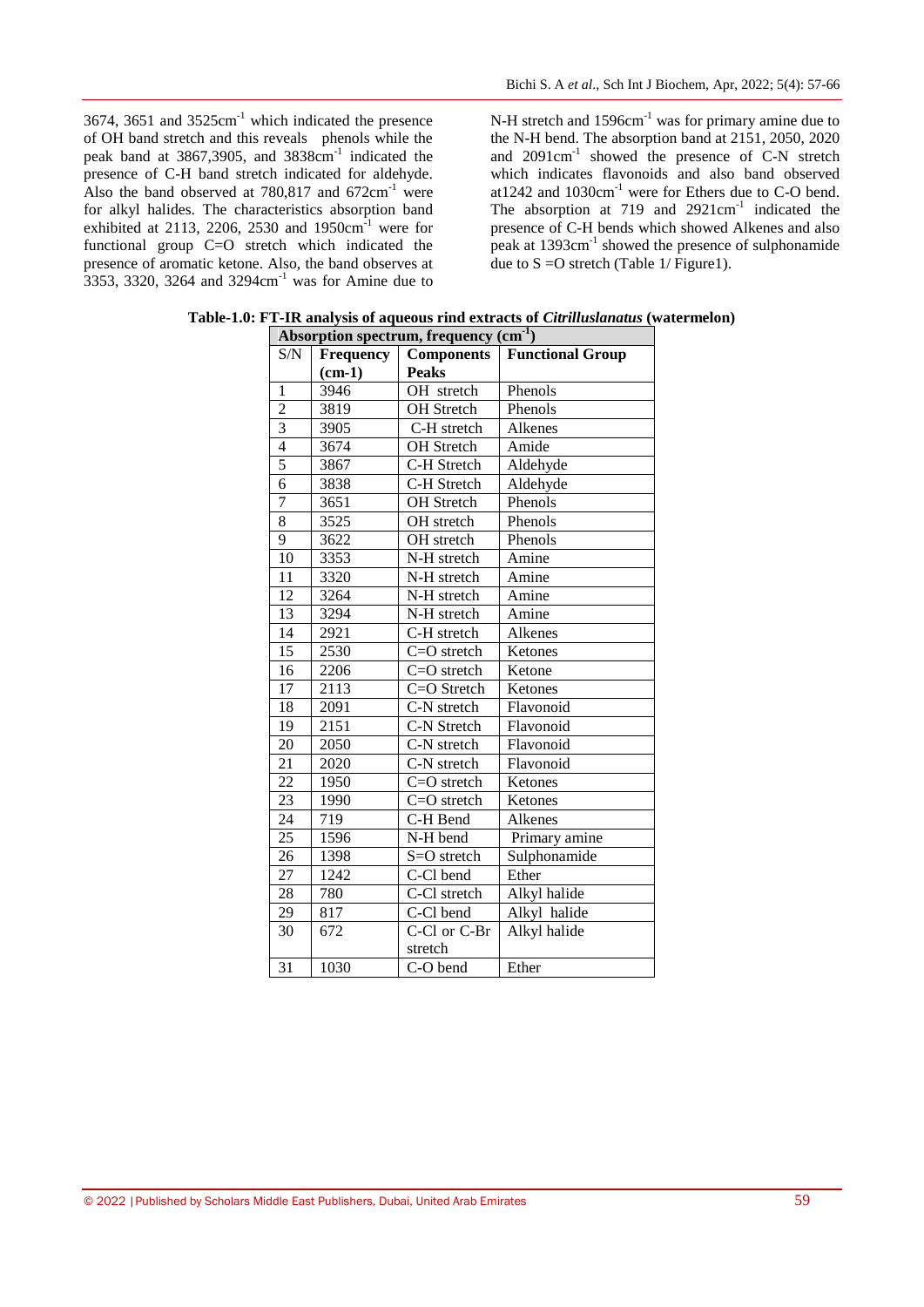3674, 3651 and 3525cm$^{-1}$ which indicated the presence of OH band stretch and this reveals phenols while the peak band at 3867,3905, and 3838cm$^{-1}$ indicated the presence of C-H band stretch indicated for aldehyde. Also the band observed at 780,817 and 672cm$^{-1}$ were for alkyl halides. The characteristics absorption band exhibited at 2113, 2206, 2530 and 1950cm$^{-1}$ were for functional group C=O stretch which indicated the presence of aromatic ketone. Also, the band observes at 3353, 3320, 3264 and 3294cm$^{-1}$ was for Amine due to N-H stretch and 1596cm$^{-1}$ was for primary amine due to the N-H bend. The absorption band at 2151, 2050, 2020 and 2091cm$^{-1}$ showed the presence of C-N stretch which indicates flavonoids and also band observed at1242 and 1030cm$^{-1}$ were for Ethers due to C-O bend. The absorption at 719 and 2921cm$^{-1}$ indicated the presence of C-H bends which showed Alkenes and also peak at 1393cm$^{-1}$ showed the presence of sulphonamide due to S =O stretch (Table 1/ Figure1).

**Table-1.0: FT-IR analysis of aqueous rind extracts of *Citrilluslanatus* (watermelon)**

| Absorption spectrum, frequency (cm$^{-1}$) | | | |
|---|---|---|---|
| S/N | Frequency (cm-1) | Components Peaks | Functional Group |
| 1 | 3946 | OH stretch | Phenols |
| 2 | 3819 | OH Stretch | Phenols |
| 3 | 3905 | C-H stretch | Alkenes |
| 4 | 3674 | OH Stretch | Amide |
| 5 | 3867 | C-H Stretch | Aldehyde |
| 6 | 3838 | C-H Stretch | Aldehyde |
| 7 | 3651 | OH Stretch | Phenols |
| 8 | 3525 | OH stretch | Phenols |
| 9 | 3622 | OH stretch | Phenols |
| 10 | 3353 | N-H stretch | Amine |
| 11 | 3320 | N-H stretch | Amine |
| 12 | 3264 | N-H stretch | Amine |
| 13 | 3294 | N-H stretch | Amine |
| 14 | 2921 | C-H stretch | Alkenes |
| 15 | 2530 | C=O stretch | Ketones |
| 16 | 2206 | C=O stretch | Ketone |
| 17 | 2113 | C=O Stretch | Ketones |
| 18 | 2091 | C-N stretch | Flavonoid |
| 19 | 2151 | C-N Stretch | Flavonoid |
| 20 | 2050 | C-N stretch | Flavonoid |
| 21 | 2020 | C-N stretch | Flavonoid |
| 22 | 1950 | C=O stretch | Ketones |
| 23 | 1990 | C=O stretch | Ketones |
| 24 | 719 | C-H Bend | Alkenes |
| 25 | 1596 | N-H bend | Primary amine |
| 26 | 1398 | S=O stretch | Sulphonamide |
| 27 | 1242 | C-Cl bend | Ether |
| 28 | 780 | C-Cl stretch | Alkyl halide |
| 29 | 817 | C-Cl bend | Alkyl halide |
| 30 | 672 | C-Cl or C-Br stretch | Alkyl halide |
| 31 | 1030 | C-O bend | Ether |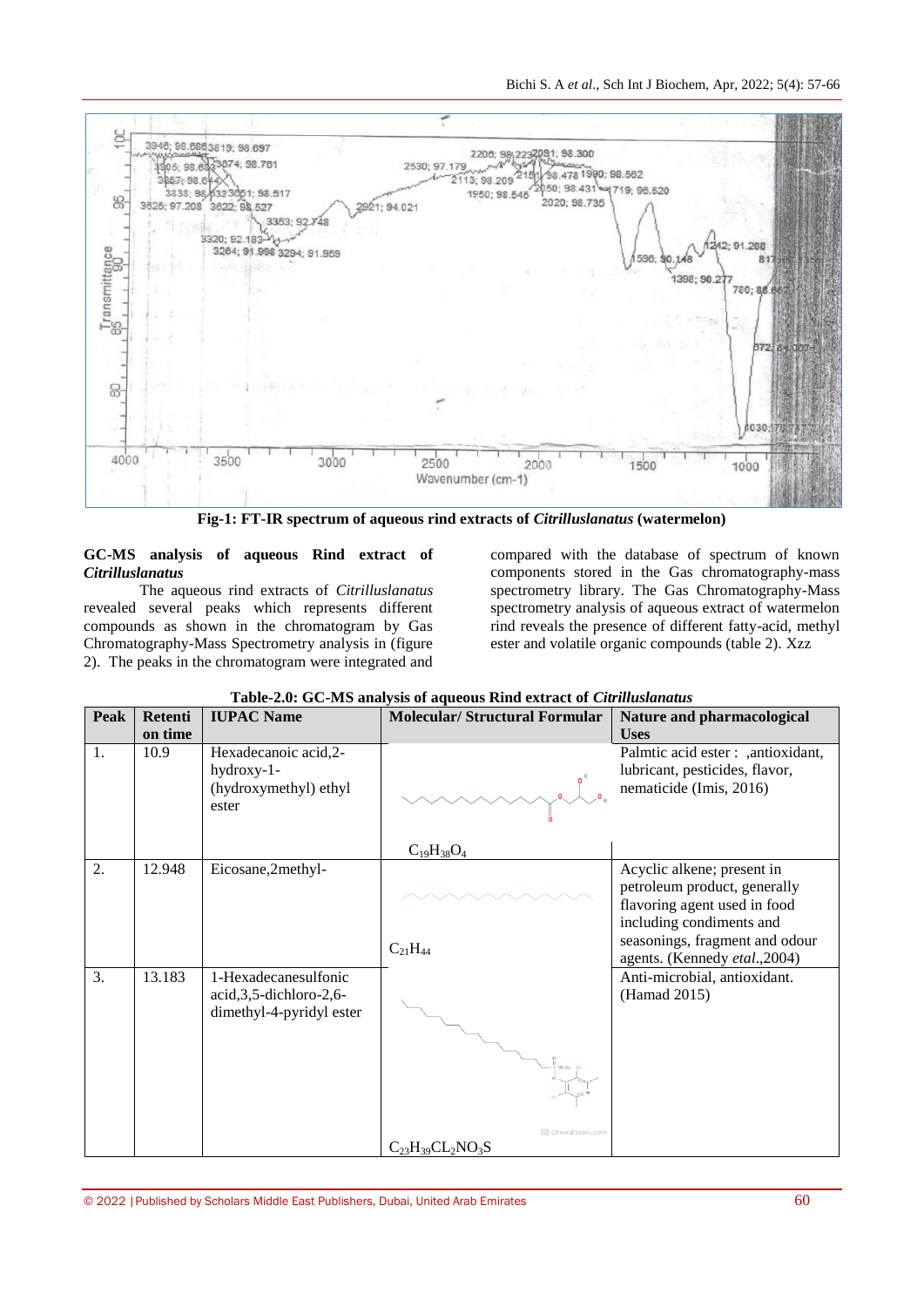**Fig-1: FT-IR spectrum of aqueous rind extracts of *Citrilluslanatus* (watermelon)**

### GC-MS analysis of aqueous Rind extract of *Citrilluslanatus*

The aqueous rind extracts of *Citrilluslanatus* revealed several peaks which represents different compounds as shown in the chromatogram by Gas Chromatography-Mass Spectrometry analysis in (figure 2). The peaks in the chromatogram were integrated and compared with the database of spectrum of known components stored in the Gas chromatography-mass spectrometry library. The Gas Chromatography-Mass spectrometry analysis of aqueous extract of watermelon rind reveals the presence of different fatty-acid, methyl ester and volatile organic compounds (table 2). Xzz

**Table-2.0: GC-MS analysis of aqueous Rind extract of *Citrilluslanatus***

| Peak | Retention time | IUPAC Name | Molecular/ Structural Formular | Nature and pharmacological Uses |
|---|---|---|---|---|
| 1. | 10.9 | Hexadecanoic acid,2-hydroxy-1-(hydroxymethyl) ethyl ester | $C_{19}H_{38}O_4$ | Palmtic acid ester : ,antioxidant, lubricant, pesticides, flavor, nematicide (Imis, 2016) |
| 2. | 12.948 | Eicosane,2methyl- | $C_{21}H_{44}$ | Acyclic alkene; present in petroleum product, generally flavoring agent used in food including condiments and seasonings, fragment and odour agents. (Kennedy *etal*.,2004) |
| 3. | 13.183 | 1-Hexadecanesulfonic acid,3,5-dichloro-2,6-dimethyl-4-pyridyl ester | $C_{23}H_{39}CL_2NO_3S$ | Anti-microbial, antioxidant. (Hamad 2015) |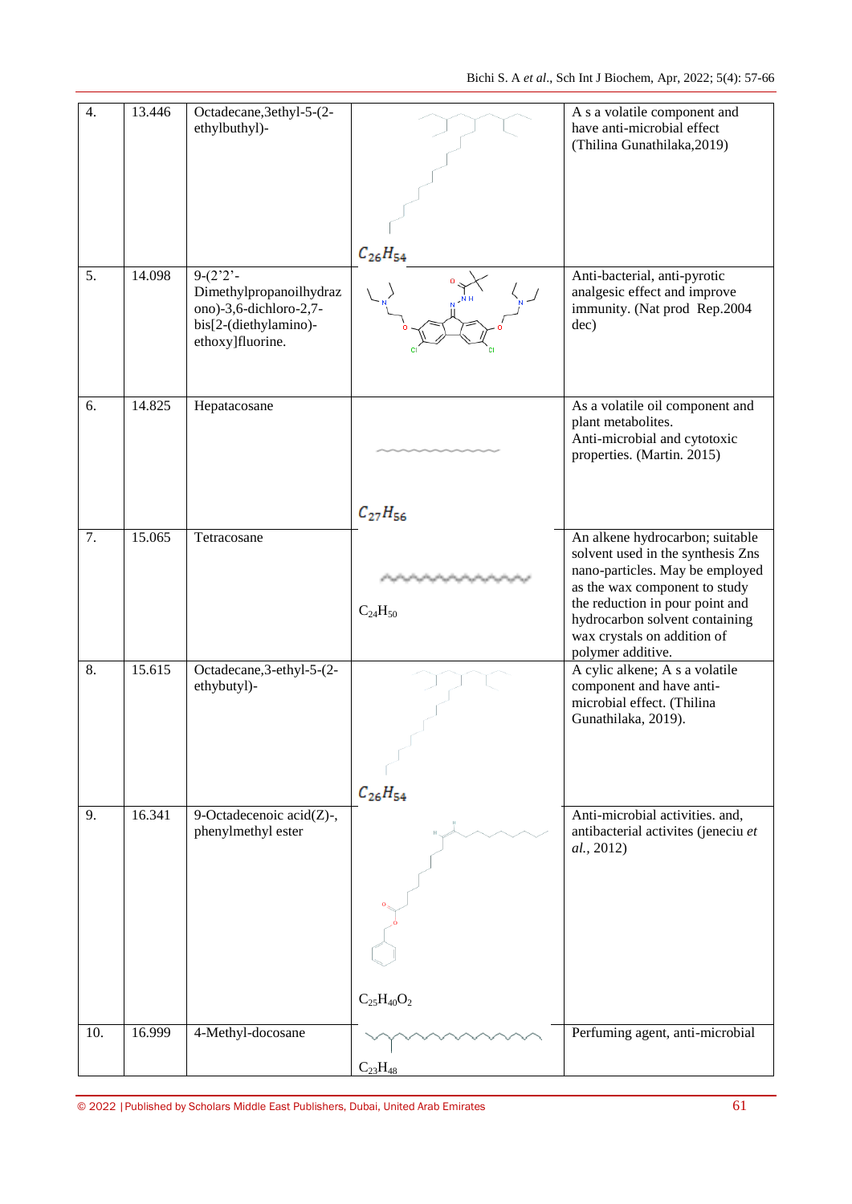| 4. | 13.446 | Octadecane,3ethyl-5-(2-ethylbuthyl)- | $C_{26}H_{54}$ | A s a volatile component and have anti-microbial effect (Thilina Gunathilaka,2019) |
|---|---|---|---|---|
| 5. | 14.098 | 9-(2'2'-Dimethylpropanoilhydrazono)-3,6-dichloro-2,7-bis[2-(diethylamino)-ethoxy]fluorine. | | Anti-bacterial, anti-pyrotic analgesic effect and improve immunity. (Nat prod Rep.2004 dec) |
| 6. | 14.825 | Hepatacosane | $C_{27}H_{56}$ | As a volatile oil component and plant metabolites. Anti-microbial and cytotoxic properties. (Martin. 2015) |
| 7. | 15.065 | Tetracosane | $C_{24}H_{50}$ | An alkene hydrocarbon; suitable solvent used in the synthesis Zns nano-particles. May be employed as the wax component to study the reduction in pour point and hydrocarbon solvent containing wax crystals on addition of polymer additive. |
| 8. | 15.615 | Octadecane,3-ethyl-5-(2-ethybutyl)- | $C_{26}H_{54}$ | A cylic alkene; A s a volatile component and have anti-microbial effect. (Thilina Gunathilaka, 2019). |
| 9. | 16.341 | 9-Octadecenoic acid(Z)-, phenylmethyl ester | $C_{25}H_{40}O_2$ | Anti-microbial activities. and, antibacterial activites (jeneciu *et al.*, 2012) |
| 10. | 16.999 | 4-Methyl-docosane | $C_{23}H_{48}$ | Perfuming agent, anti-microbial |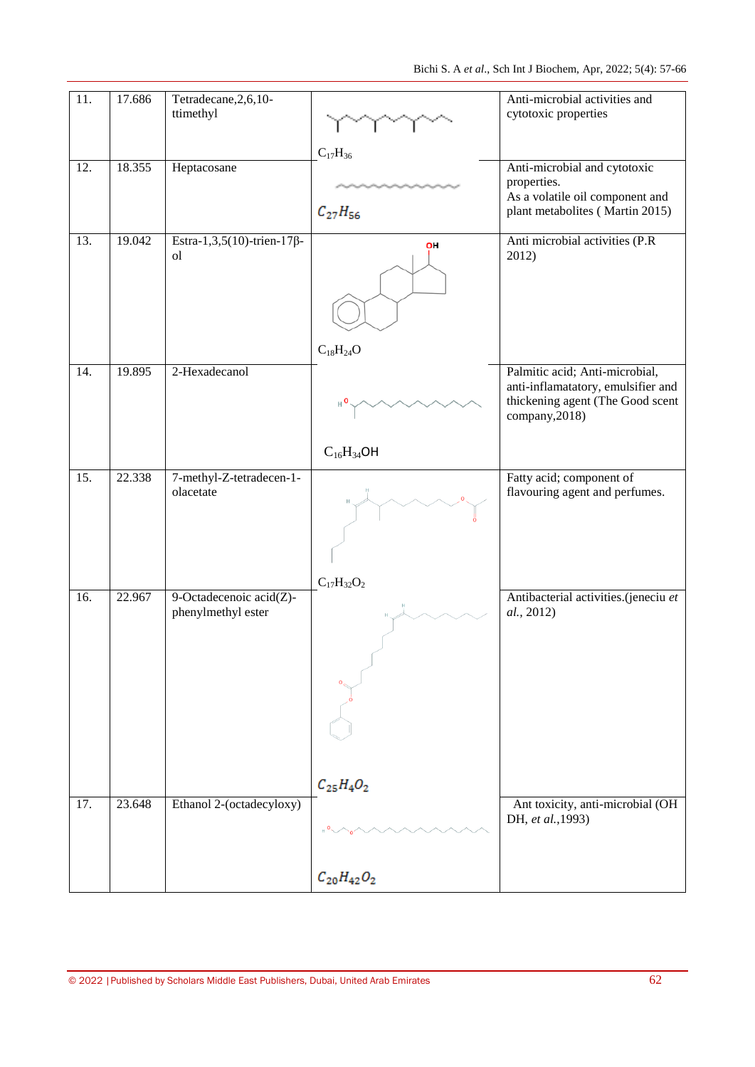| 11. | 17.686 | Tetradecane,2,6,10-ttimethyl | $C_{17}H_{36}$ | Anti-microbial activities and cytotoxic properties |
|---|---|---|---|---|
| 12. | 18.355 | Heptacosane | $C_{27}H_{56}$ | Anti-microbial and cytotoxic properties. As a volatile oil component and plant metabolites ( Martin 2015) |
| 13. | 19.042 | Estra-1,3,5(10)-trien-17β-ol | $C_{18}H_{24}O$ | Anti microbial activities (P.R 2012) |
| 14. | 19.895 | 2-Hexadecanol | $C_{16}H_{34}OH$ | Palmitic acid; Anti-microbial, anti-inflamatatory, emulsifier and thickening agent (The Good scent company,2018) |
| 15. | 22.338 | 7-methyl-Z-tetradecen-1-olacetate | $C_{17}H_{32}O_2$ | Fatty acid; component of flavouring agent and perfumes. |
| 16. | 22.967 | 9-Octadecenoic acid(Z)-phenylmethyl ester | $C_{25}H_4O_2$ | Antibacterial activities.(jeneciu *et al.*, 2012) |
| 17. | 23.648 | Ethanol 2-(octadecyloxy) | $C_{20}H_{42}O_2$ | Ant toxicity, anti-microbial (OH DH, *et al.*,1993) |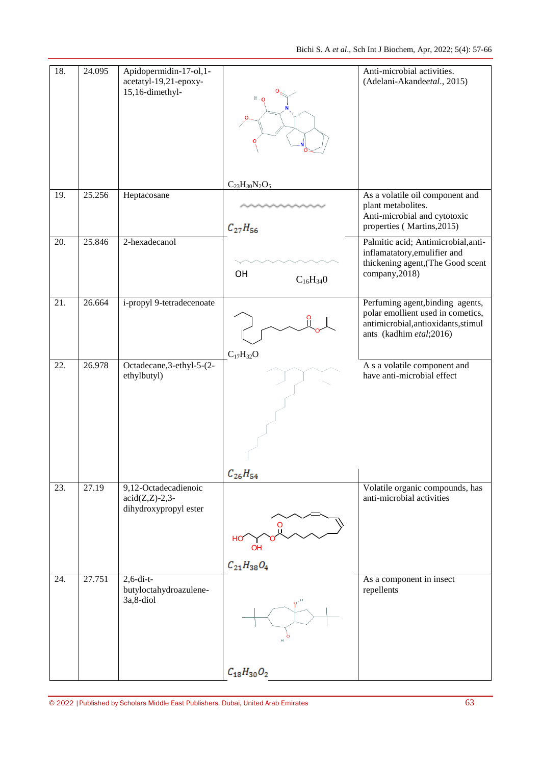| 18. | 24.095 | Apidopermidin-17-ol,1-acetatyl-19,21-epoxy-15,16-dimethyl- | $C_{23}H_{30}N_2O_5$ | Anti-microbial activities. (Adelani-Akandeetal., 2015) |
|---|---|---|---|---|
| 19. | 25.256 | Heptacosane | $C_{27}H_{56}$ | As a volatile oil component and plant metabolites. Anti-microbial and cytotoxic properties ( Martins,2015) |
| 20. | 25.846 | 2-hexadecanol | OH $C_{16}H_{34}0$ | Palmitic acid; Antimicrobial,anti-inflamatatory,emulifier and thickening agent,(The Good scent company,2018) |
| 21. | 26.664 | i-propyl 9-tetradecenoate | $C_{17}H_{32}O$ | Perfuming agent,binding agents, polar emollient used in cemetics, antimicrobial,antioxidants,stimulants (kadhim *etal*;2016) |
| 22. | 26.978 | Octadecane,3-ethyl-5-(2-ethylbutyl) | $C_{26}H_{54}$ | A s a volatile component and have anti-microbial effect |
| 23. | 27.19 | 9,12-Octadecadienoic acid(Z,Z)-2,3-dihydroxypropyl ester | $C_{21}H_{38}O_4$ | Volatile organic compounds, has anti-microbial activities |
| 24. | 27.751 | 2,6-di-t-butyloctahydroazulene-3a,8-diol | $C_{18}H_{30}O_2$ | As a component in insect repellents |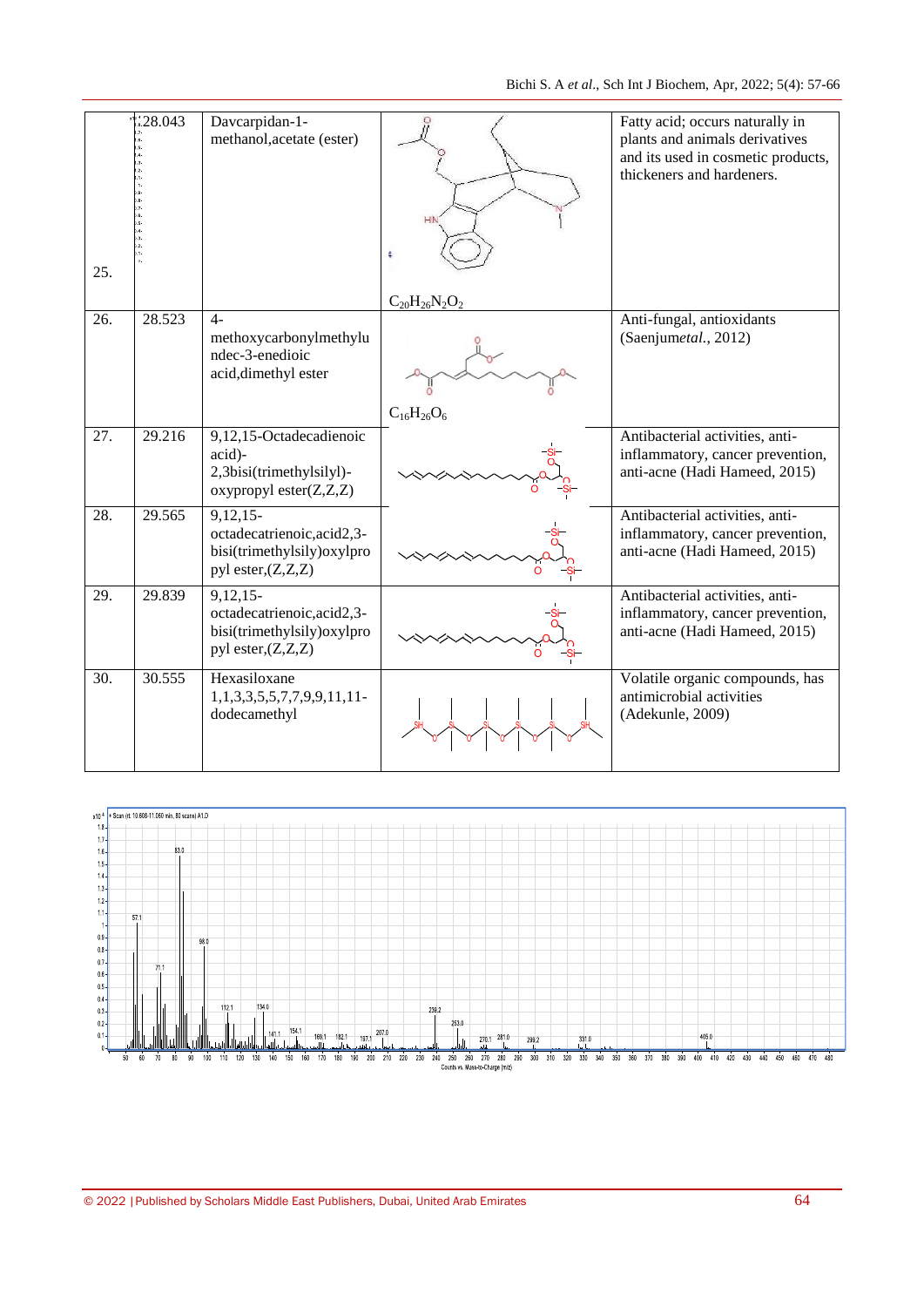| 25. | 28.043 | Davcarpidan-1-methanol,acetate (ester) | $C_{20}H_{26}N_2O_2$ | Fatty acid; occurs naturally in plants and animals derivatives and its used in cosmetic products, thickeners and hardeners. |
|---|---|---|---|---|
| 26. | 28.523 | 4-methoxycarbonylmethylundec-3-enedioic acid,dimethyl ester | $C_{16}H_{26}O_6$ | Anti-fungal, antioxidants (Saenjumetal., 2012) |
| 27. | 29.216 | 9,12,15-Octadecadienoic acid)-2,3bisi(trimethylsilyl)-oxypropyl ester(Z,Z,Z) | | Antibacterial activities, anti-inflammatory, cancer prevention, anti-acne (Hadi Hameed, 2015) |
| 28. | 29.565 | 9,12,15-octadecatrienoic,acid2,3-bisi(trimethylsily)oxylpropyl ester,(Z,Z,Z) | | Antibacterial activities, anti-inflammatory, cancer prevention, anti-acne (Hadi Hameed, 2015) |
| 29. | 29.839 | 9,12,15-octadecatrienoic,acid2,3-bisi(trimethylsily)oxylpropyl ester,(Z,Z,Z) | | Antibacterial activities, anti-inflammatory, cancer prevention, anti-acne (Hadi Hameed, 2015) |
| 30. | 30.555 | Hexasiloxane 1,1,3,3,5,5,7,7,9,9,11,11-dodecamethyl | | Volatile organic compounds, has antimicrobial activities (Adekunle, 2009) |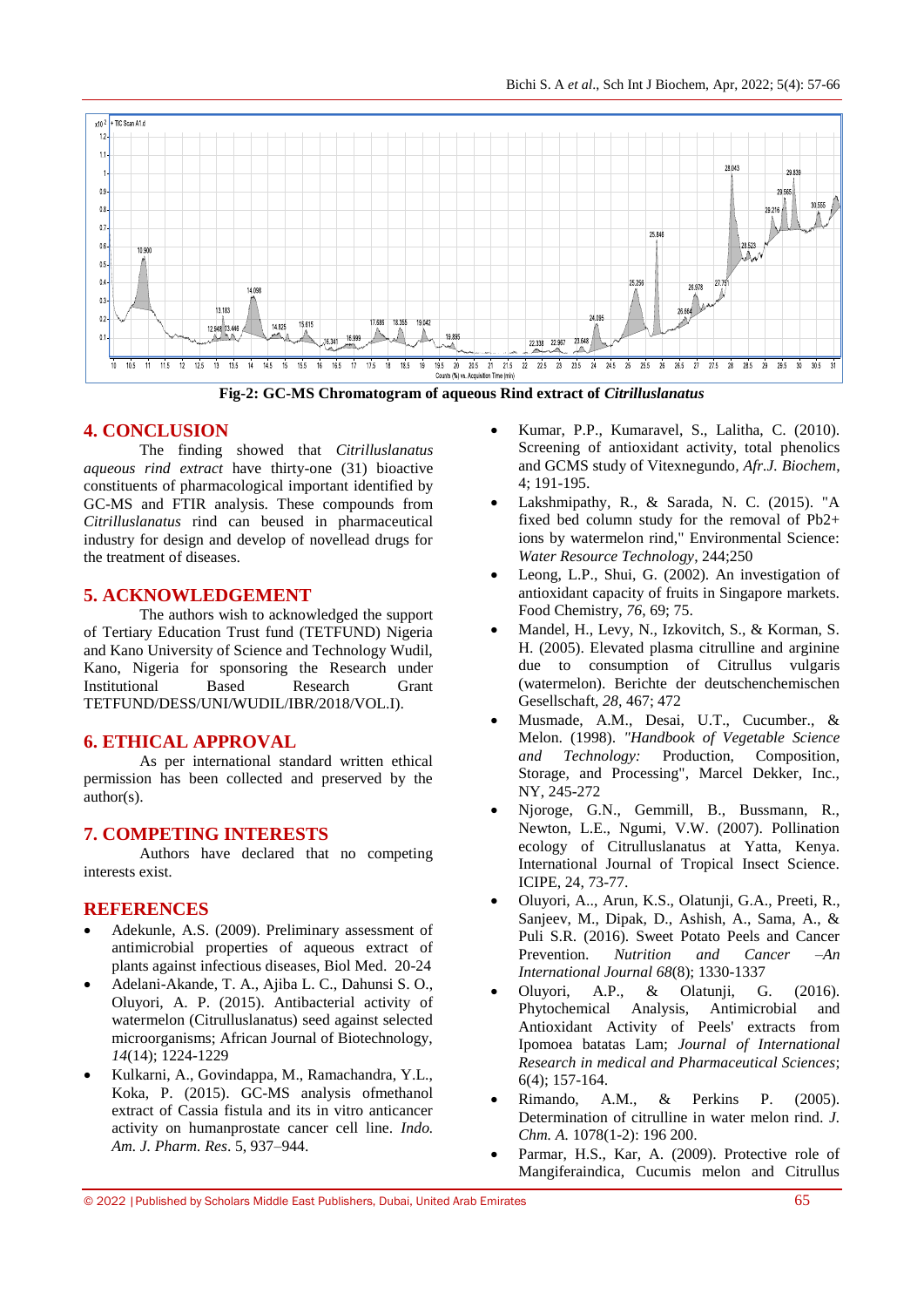**Fig-2: GC-MS Chromatogram of aqueous Rind extract of *Citrilluslanatus***

## 4. CONCLUSION

The finding showed that *Citrilluslanatus aqueous rind extract* have thirty-one (31) bioactive constituents of pharmacological important identified by GC-MS and FTIR analysis. These compounds from *Citrilluslanatus* rind can beused in pharmaceutical industry for design and develop of novellead drugs for the treatment of diseases.

## 5. ACKNOWLEDGEMENT

The authors wish to acknowledged the support of Tertiary Education Trust fund (TETFUND) Nigeria and Kano University of Science and Technology Wudil, Kano, Nigeria for sponsoring the Research under Institutional Based Research Grant TETFUND/DESS/UNI/WUDIL/IBR/2018/VOL.I).

## 6. ETHICAL APPROVAL

As per international standard written ethical permission has been collected and preserved by the author(s).

## 7. COMPETING INTERESTS

Authors have declared that no competing interests exist.

## REFERENCES

- Adekunle, A.S. (2009). Preliminary assessment of antimicrobial properties of aqueous extract of plants against infectious diseases, Biol Med. 20-24
- Adelani-Akande, T. A., Ajiba L. C., Dahunsi S. O., Oluyori, A. P. (2015). Antibacterial activity of watermelon (Citrulluslanatus) seed against selected microorganisms; African Journal of Biotechnology, *14*(14); 1224-1229
- Kulkarni, A., Govindappa, M., Ramachandra, Y.L., Koka, P. (2015). GC-MS analysis ofmethanol extract of Cassia fistula and its in vitro anticancer activity on humanprostate cancer cell line. *Indo. Am. J. Pharm. Res*. 5, 937–944.
- Kumar, P.P., Kumaravel, S., Lalitha, C. (2010). Screening of antioxidant activity, total phenolics and GCMS study of Vitexnegundo, *Afr.J. Biochem*, 4; 191-195.
- Lakshmipathy, R., & Sarada, N. C. (2015). "A fixed bed column study for the removal of Pb2+ ions by watermelon rind," Environmental Science: *Water Resource Technology*, 244;250
- Leong, L.P., Shui, G. (2002). An investigation of antioxidant capacity of fruits in Singapore markets. Food Chemistry, *76*, 69; 75.
- Mandel, H., Levy, N., Izkovitch, S., & Korman, S. H. (2005). Elevated plasma citrulline and arginine due to consumption of Citrullus vulgaris (watermelon). Berichte der deutschenchemischen Gesellschaft, *28*, 467; 472
- Musmade, A.M., Desai, U.T., Cucumber., & Melon. (1998). *"Handbook of Vegetable Science and Technology:* Production, Composition, Storage, and Processing", Marcel Dekker, Inc., NY, 245-272
- Njoroge, G.N., Gemmill, B., Bussmann, R., Newton, L.E., Ngumi, V.W. (2007). Pollination ecology of Citrulluslanatus at Yatta, Kenya. International Journal of Tropical Insect Science. ICIPE, 24, 73-77.
- Oluyori, A.., Arun, K.S., Olatunji, G.A., Preeti, R., Sanjeev, M., Dipak, D., Ashish, A., Sama, A., & Puli S.R. (2016). Sweet Potato Peels and Cancer Prevention. *Nutrition and Cancer –An International Journal 68*(8); 1330-1337
- Oluyori, A.P., & Olatunji, G. (2016). Phytochemical Analysis, Antimicrobial and Antioxidant Activity of Peels' extracts from Ipomoea batatas Lam; *Journal of International Research in medical and Pharmaceutical Sciences*; 6(4); 157-164.
- Rimando, A.M., & Perkins P. (2005). Determination of citrulline in water melon rind. *J. Chm. A.* 1078(1-2): 196 200.
- Parmar, H.S., Kar, A. (2009). Protective role of Mangiferaindica, Cucumis melon and Citrullus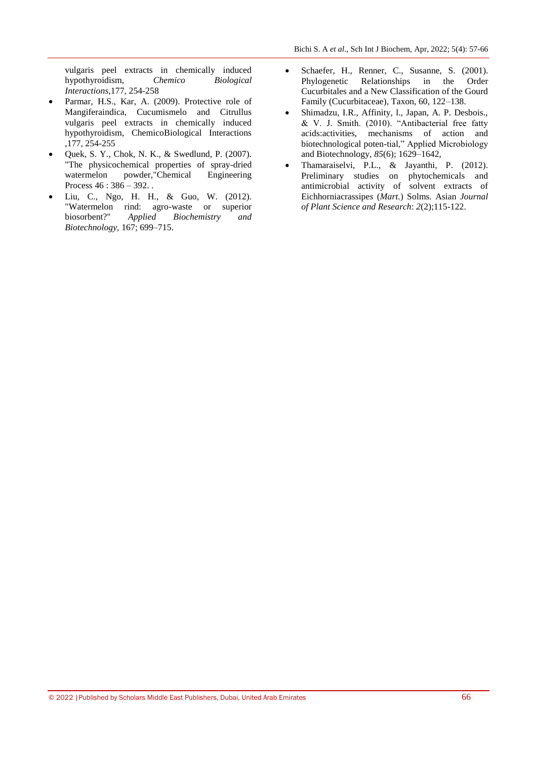vulgaris peel extracts in chemically induced hypothyroidism, *Chemico Biological Interactions*,177, 254-258

- Parmar, H.S., Kar, A. (2009). Protective role of Mangiferaindica, Cucumismelo and Citrullus vulgaris peel extracts in chemically induced hypothyroidism, ChemicoBiological Interactions ,177, 254-255
- Quek, S. Y., Chok, N. K., & Swedlund, P. (2007). "The physicochemical properties of spray-dried watermelon powder,"Chemical Engineering Process 46 : 386 – 392. .
- Liu, C., Ngo, H. H., & Guo, W. (2012). "Watermelon rind: agro-waste or superior biosorbent?" *Applied Biochemistry and Biotechnology,* 167; 699–715.
- Schaefer, H., Renner, C., Susanne, S. (2001). Phylogenetic Relationships in the Order Cucurbitales and a New Classification of the Gourd Family (Cucurbitaceae), Taxon, 60, 122–138.
- Shimadzu, I.R., Affinity, l., Japan, A. P. Desbois., & V. J. Smith. (2010). "Antibacterial free fatty acids:activities, mechanisms of action and biotechnological poten-tial," Applied Microbiology and Biotechnology, *85*(6); 1629–1642,
- Thamaraiselvi, P.L., & Jayanthi, P. (2012). Preliminary studies on phytochemicals and antimicrobial activity of solvent extracts of Eichhorniacrassipes (*Mart.*) Solms. Asian *Journal of Plant Science and Research*: *2*(2);115-122.